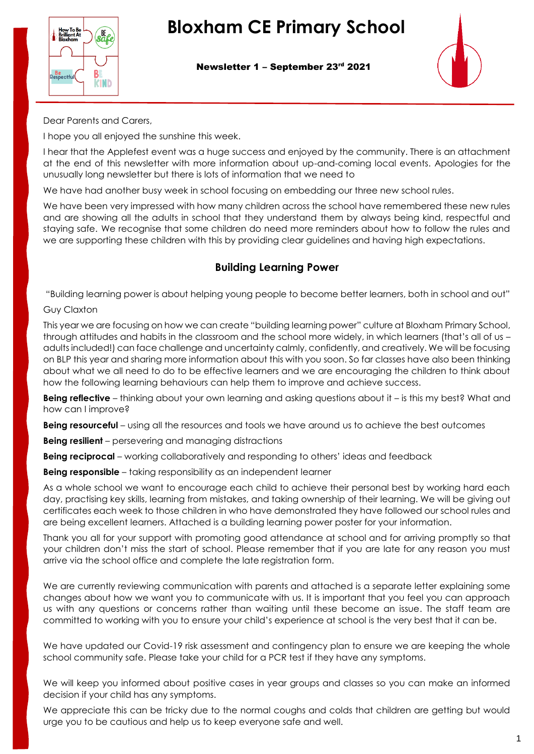# Bloxham CE Primary School

**Newsletter 1 – September 23rd 2021**

Dear Parents and Carers,

I hope you all enjoyed the sunshine this week.

I hear that the Applefest event was a huge success and enjoyed by the community. There is an attachment at the end of this newsletter with more information about up-and-coming local events. Apologies for the unusually long newsletter but there is lots of information that we need to

We have had another busy week in school focusing on embedding our three new school rules.

We have been very impressed with how many children across the school have remembered these new rules and are showing all the adults in school that they understand them by always being kind, respectful and staying safe. We recognise that some children do need more reminders about how to follow the rules and we are supporting these children with this by providing clear guidelines and having high expectations.

## Building Learning Power

"Building learning power is about helping young people to become better learners, both in school and out"

Guy Claxton

This year we are focusing on how we can create "building learning power" culture at Bloxham Primary School, through attitudes and habits in the classroom and the school more widely, in which learners (that's all of us – adults included!) can face challenge and uncertainty calmly, confidently, and creatively. We will be focusing on BLP this year and sharing more information about this with you soon. So far classes have also been thinking about what we all need to do to be effective learners and we are encouraging the children to think about how the following learning behaviours can help them to improve and achieve success.

**Being reflective** – thinking about your own learning and asking questions about it – is this my best? What and how can I improve?

**Being resourceful** – using all the resources and tools we have around us to achieve the best outcomes

**Being resilient** – persevering and managing distractions

**Being reciprocal** – working collaboratively and responding to others' ideas and feedback

**Being responsible** – taking responsibility as an independent learner

As a whole school we want to encourage each child to achieve their personal best by working hard each day, practising key skills, learning from mistakes, and taking ownership of their learning. We will be giving out certificates each week to those children in who have demonstrated they have followed our school rules and are being excellent learners. Attached is a building learning power poster for your information.

Thank you all for your support with promoting good attendance at school and for arriving promptly so that your children don't miss the start of school. Please remember that if you are late for any reason you must arrive via the school office and complete the late registration form.

We are currently reviewing communication with parents and attached is a separate letter explaining some changes about how we want you to communicate with us. It is important that you feel you can approach us with any questions or concerns rather than waiting until these become an issue. The staff team are committed to working with you to ensure your child's experience at school is the very best that it can be.

We have updated our Covid-19 risk assessment and contingency plan to ensure we are keeping the whole school community safe. Please take your child for a PCR test if they have any symptoms.

We will keep you informed about positive cases in year groups and classes so you can make an informed decision if your child has any symptoms.

We appreciate this can be tricky due to the normal coughs and colds that children are getting but would urge you to be cautious and help us to keep everyone safe and well.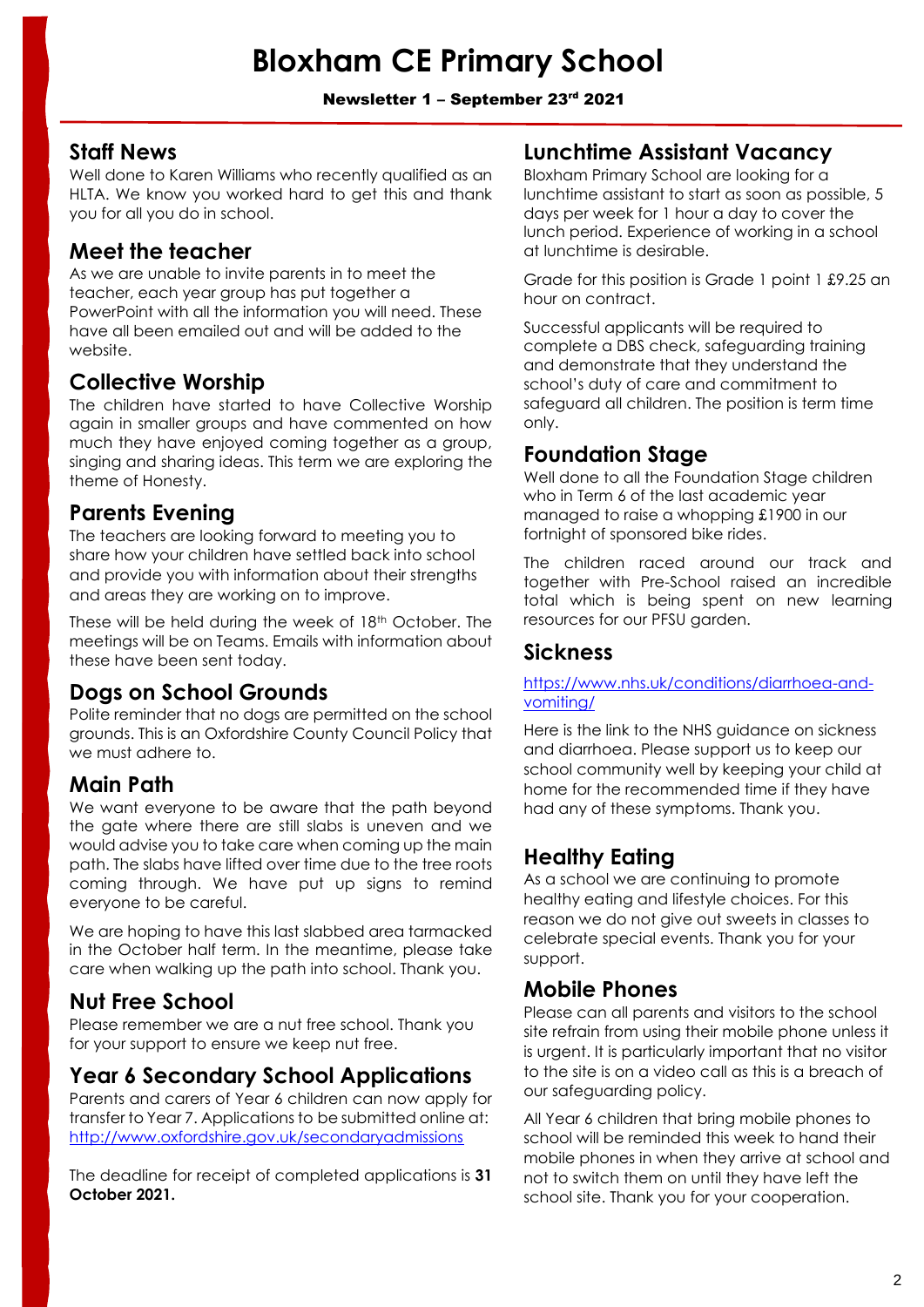# Bloxham CE Primary School

**Newsletter 1 – September 23rd 2021**

## Staff News

Well done to Karen Williams who recently qualified as an HLTA. We know you worked hard to get this and thank you for all you do in school.

## Meet the teacher

As we are unable to invite parents in to meet the teacher, each year group has put together a PowerPoint with all the information you will need. These have all been emailed out and will be added to the website.

## Collective Worship

The children have started to have Collective Worship again in smaller groups and have commented on how much they have enjoyed coming together as a group, singing and sharing ideas. This term we are exploring the theme of Honesty.

## Parents Evening

The teachers are looking forward to meeting you to share how your children have settled back into school and provide you with information about their strengths and areas they are working on to improve.

These will be held during the week of 18th October. The meetings will be on Teams. Emails with information about these have been sent today.

## Dogs on School Grounds

Polite reminder that no dogs are permitted on the school grounds. This is an Oxfordshire County Council Policy that we must adhere to.

## Main Path

We want everyone to be aware that the path beyond the gate where there are still slabs is uneven and we would advise you to take care when coming up the main path. The slabs have lifted over time due to the tree roots coming through. We have put up signs to remind everyone to be careful.

We are hoping to have this last slabbed area tarmacked in the October half term. In the meantime, please take care when walking up the path into school. Thank you.

## Nut Free School

Please remember we are a nut free school. Thank you for your support to ensure we keep nut free.

## Year 6 Secondary School Applications

Parents and carers of Year 6 children can now apply for transfer to Year 7. Applications to be submitted online at: http://www.oxfordshire.gov.uk/secondaryadmissions

The deadline for receipt of completed applications is **31 October 2021.**

## Lunchtime Assistant Vacancy

Bloxham Primary School are looking for a lunchtime assistant to start as soon as possible, 5 days per week for 1 hour a day to cover the lunch period. Experience of working in a school at lunchtime is desirable.

Grade for this position is Grade 1 point 1 £9.25 an hour on contract.

Successful applicants will be required to complete a DBS check, safeguarding training and demonstrate that they understand the school's duty of care and commitment to safeguard all children. The position is term time only.

## Foundation Stage

Well done to all the Foundation Stage children who in Term 6 of the last academic year managed to raise a whopping £1900 in our fortnight of sponsored bike rides.

The children raced around our track and together with Pre-School raised an incredible total which is being spent on new learning resources for our PFSU garden.

## Sickness

https://www.nhs.uk/conditions/diarrhoea-and-vomiting/

Here is the link to the NHS guidance on sickness and diarrhoea. Please support us to keep our school community well by keeping your child at home for the recommended time if they have had any of these symptoms. Thank you.

## Healthy Eating

As a school we are continuing to promote healthy eating and lifestyle choices. For this reason we do not give out sweets in classes to celebrate special events. Thank you for your support.

## Mobile Phones

Please can all parents and visitors to the school site refrain from using their mobile phone unless it is urgent. It is particularly important that no visitor to the site is on a video call as this is a breach of our safeguarding policy.

All Year 6 children that bring mobile phones to school will be reminded this week to hand their mobile phones in when they arrive at school and not to switch them on until they have left the school site. Thank you for your cooperation.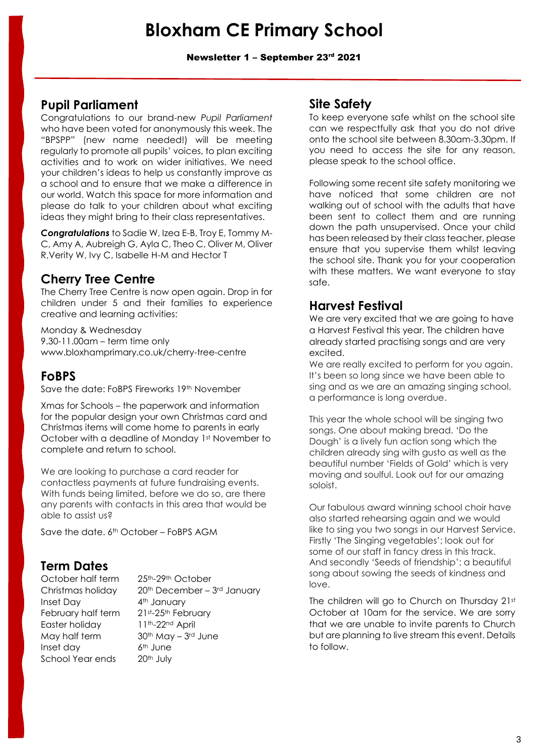# Bloxham CE Primary School

**Newsletter 1 – September 23rd 2021**

## Pupil Parliament

Congratulations to our brand-new *Pupil Parliament* who have been voted for anonymously this week. The "BPSPP" (new name needed!) will be meeting regularly to promote all pupils' voices, to plan exciting activities and to work on wider initiatives. We need your children's ideas to help us constantly improve as a school and to ensure that we make a difference in our world. Watch this space for more information and please do talk to your children about what exciting ideas they might bring to their class representatives.

***Congratulations*** to Sadie W, Izea E-B, Troy E, Tommy M-C, Amy A, Aubreigh G, Ayla C, Theo C, Oliver M, Oliver R,Verity W, Ivy C, Isabelle H-M and Hector T

## Cherry Tree Centre

The Cherry Tree Centre is now open again. Drop in for children under 5 and their families to experience creative and learning activities:

Monday & Wednesday
9.30-11.00am – term time only
www.bloxhamprimary.co.uk/cherry-tree-centre

## FoBPS

Save the date: FoBPS Fireworks 19th November

Xmas for Schools – the paperwork and information for the popular design your own Christmas card and Christmas items will come home to parents in early October with a deadline of Monday 1st November to complete and return to school.

We are looking to purchase a card reader for contactless payments at future fundraising events. With funds being limited, before we do so, are there any parents with contacts in this area that would be able to assist us?

Save the date. 6th October – FoBPS AGM

## Term Dates

| | |
|---|---|
| October half term | 25th-29th October |
| Christmas holiday | 20th December – 3rd January |
| Inset Day | 4th January |
| February half term | 21st-25th February |
| Easter holiday | 11th-22nd April |
| May half term | 30th May – 3rd June |
| Inset day | 6th June |
| School Year ends | 20th July |

## Site Safety

To keep everyone safe whilst on the school site can we respectfully ask that you do not drive onto the school site between 8.30am-3.30pm. If you need to access the site for any reason, please speak to the school office.

Following some recent site safety monitoring we have noticed that some children are not walking out of school with the adults that have been sent to collect them and are running down the path unsupervised. Once your child has been released by their class teacher, please ensure that you supervise them whilst leaving the school site. Thank you for your cooperation with these matters. We want everyone to stay safe.

## Harvest Festival

We are very excited that we are going to have a Harvest Festival this year. The children have already started practising songs and are very excited.
We are really excited to perform for you again. It's been so long since we have been able to sing and as we are an amazing singing school, a performance is long overdue.

This year the whole school will be singing two songs. One about making bread. 'Do the Dough' is a lively fun action song which the children already sing with gusto as well as the beautiful number 'Fields of Gold' which is very moving and soulful. Look out for our amazing soloist.

Our fabulous award winning school choir have also started rehearsing again and we would like to sing you two songs in our Harvest Service. Firstly 'The Singing vegetables'; look out for some of our staff in fancy dress in this track. And secondly 'Seeds of friendship'; a beautiful song about sowing the seeds of kindness and love.

The children will go to Church on Thursday 21st October at 10am for the service. We are sorry that we are unable to invite parents to Church but are planning to live stream this event. Details to follow.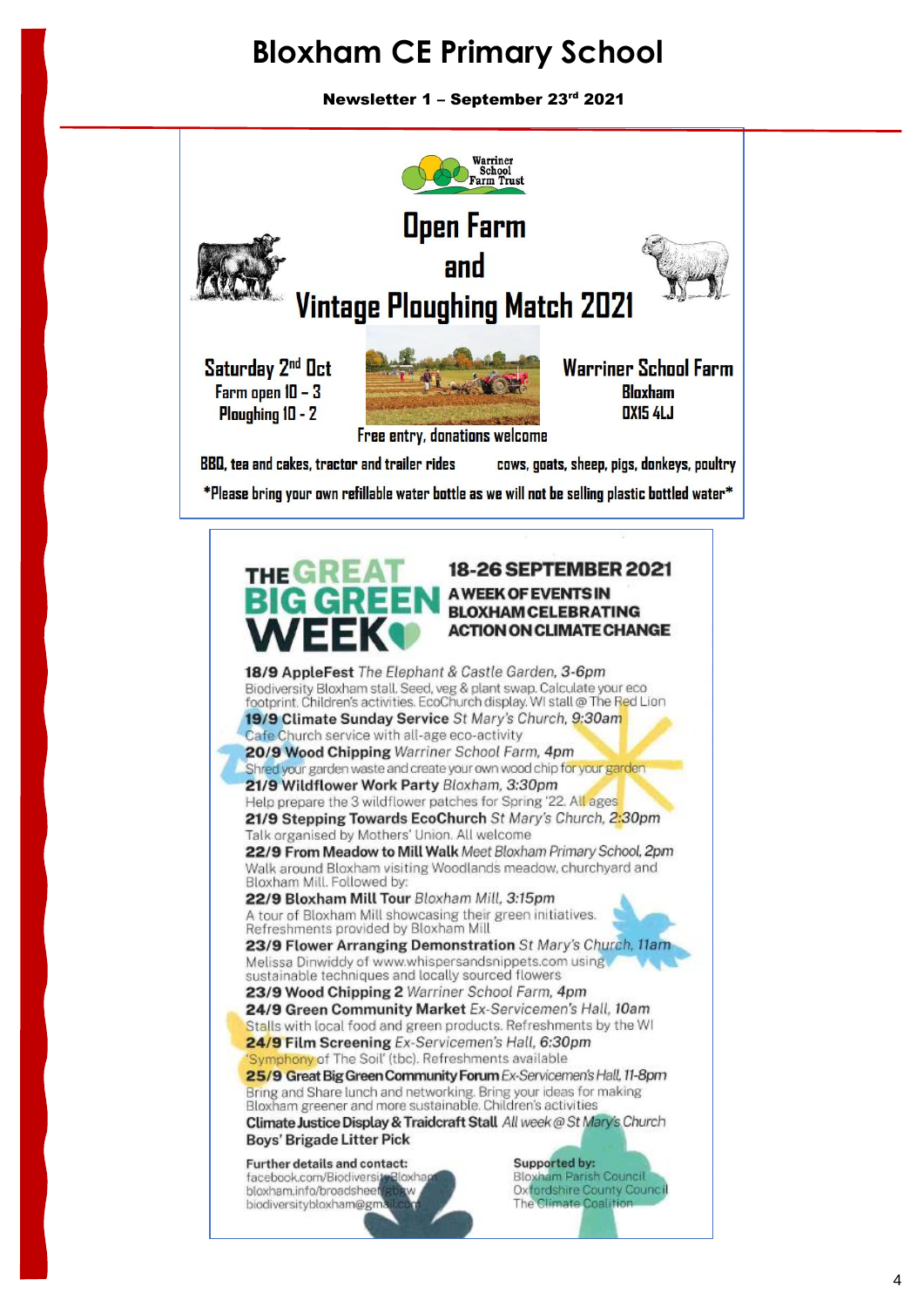# Bloxham CE Primary School

**Newsletter 1 – September 23rd 2021**

Warriner School Farm Trust

## Open Farm and Vintage Ploughing Match 2021

**Saturday 2nd Oct**
Farm open 10 – 3
Ploughing 10 - 2

**Warriner School Farm**
Bloxham
OX15 4LJ

Free entry, donations welcome

BBQ, tea and cakes, tractor and trailer rides

cows, goats, sheep, pigs, donkeys, poultry

*Please bring your own refillable water bottle as we will not be selling plastic bottled water*

## THE GREAT BIG GREEN WEEK

**18-26 SEPTEMBER 2021**
**A WEEK OF EVENTS IN BLOXHAM CELEBRATING ACTION ON CLIMATE CHANGE**

**18/9 AppleFest** *The Elephant & Castle Garden, 3-6pm*
Biodiversity Bloxham stall. Seed, veg & plant swap. Calculate your eco footprint. Children's activities. EcoChurch display. WI stall @ The Red Lion

**19/9 Climate Sunday Service** *St Mary's Church, 9:30am*
Cafe Church service with all-age eco-activity

**20/9 Wood Chipping** *Warriner School Farm, 4pm*
Shred your garden waste and create your own wood chip for your garden

**21/9 Wildflower Work Party** *Bloxham, 3:30pm*
Help prepare the 3 wildflower patches for Spring '22. All ages

**21/9 Stepping Towards EcoChurch** *St Mary's Church, 2:30pm*
Talk organised by Mothers' Union. All welcome

**22/9 From Meadow to Mill Walk** *Meet Bloxham Primary School, 2pm*
Walk around Bloxham visiting Woodlands meadow, churchyard and Bloxham Mill. Followed by:

**22/9 Bloxham Mill Tour** *Bloxham Mill, 3:15pm*
A tour of Bloxham Mill showcasing their green initiatives. Refreshments provided by Bloxham Mill

**23/9 Flower Arranging Demonstration** *St Mary's Church, 11am*
Melissa Dinwiddy of www.whispersandsnippets.com using sustainable techniques and locally sourced flowers

**23/9 Wood Chipping 2** *Warriner School Farm, 4pm*

**24/9 Green Community Market** *Ex-Servicemen's Hall, 10am*
Stalls with local food and green products. Refreshments by the WI

**24/9 Film Screening** *Ex-Servicemen's Hall, 6:30pm*
'Symphony of The Soil' (tbc). Refreshments available

**25/9 Great Big Green Community Forum** *Ex-Servicemen's Hall, 11-8pm*
Bring and Share lunch and networking. Bring your ideas for making Bloxham greener and more sustainable. Children's activities

**Climate Justice Display & Traidcraft Stall** *All week @ St Mary's Church*

**Boys' Brigade Litter Pick**

**Further details and contact:**
facebook.com/BiodiversityBloxham
bloxham.info/broadsheet/gbgw
biodiversitybloxham@gmail.com

**Supported by:**
Bloxham Parish Council
Oxfordshire County Council
The Climate Coalition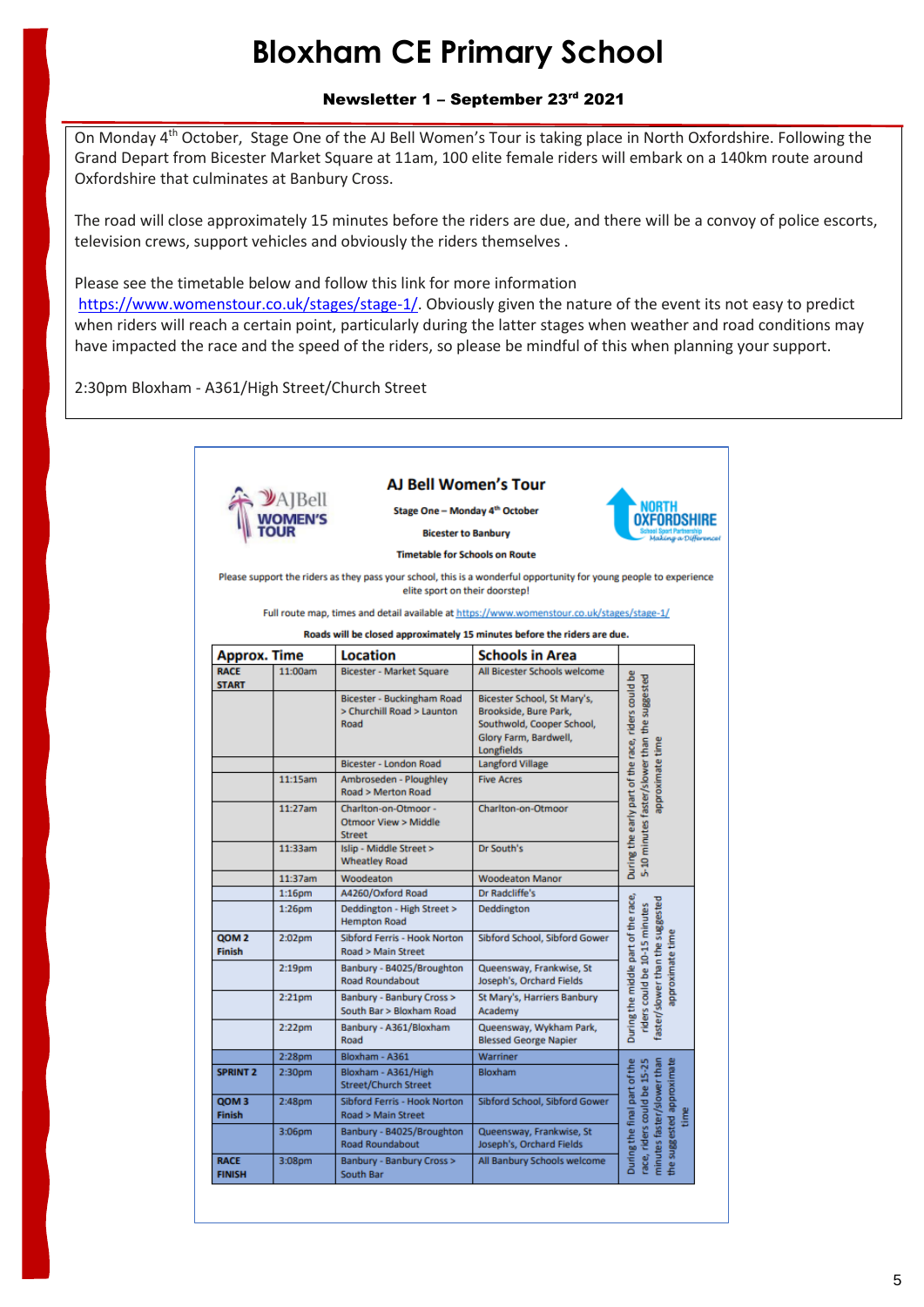# Bloxham CE Primary School

**Newsletter 1 – September 23rd 2021**

On Monday 4th October, Stage One of the AJ Bell Women's Tour is taking place in North Oxfordshire. Following the Grand Depart from Bicester Market Square at 11am, 100 elite female riders will embark on a 140km route around Oxfordshire that culminates at Banbury Cross.

The road will close approximately 15 minutes before the riders are due, and there will be a convoy of police escorts, television crews, support vehicles and obviously the riders themselves .

Please see the timetable below and follow this link for more information https://www.womenstour.co.uk/stages/stage-1/. Obviously given the nature of the event its not easy to predict when riders will reach a certain point, particularly during the latter stages when weather and road conditions may have impacted the race and the speed of the riders, so please be mindful of this when planning your support.

2:30pm Bloxham - A361/High Street/Church Street

AJBell WOMEN'S TOUR

**AJ Bell Women's Tour**

**Stage One – Monday 4th October**

**Bicester to Banbury**

**Timetable for Schools on Route**

NORTH OXFORDSHIRE School Sport Partnership *Making a Difference!*

Please support the riders as they pass your school, this is a wonderful opportunity for young people to experience elite sport on their doorstep!

Full route map, times and detail available at https://www.womenstour.co.uk/stages/stage-1/

**Roads will be closed approximately 15 minutes before the riders are due.**

| Approx. Time | | Location | Schools in Area | |
|---|---|---|---|---|
| **RACE START** | 11:00am | Bicester - Market Square | All Bicester Schools welcome | During the early part of the race, riders could be 5-10 minutes faster/slower than the suggested approximate time |
| | | Bicester - Buckingham Road > Churchill Road > Launton Road | Bicester School, St Mary's, Brookside, Bure Park, Southwold, Cooper School, Glory Farm, Bardwell, Longfields | |
| | | Bicester - London Road | Langford Village | |
| | 11:15am | Ambrosden - Ploughley Road > Merton Road | Five Acres | |
| | 11:27am | Charlton-on-Otmoor - Otmoor View > Middle Street | Charlton-on-Otmoor | |
| | 11:33am | Islip - Middle Street > Wheatley Road | Dr South's | |
| | 11:37am | Woodeaton | Woodeaton Manor | |
| | 1:16pm | A4260/Oxford Road | Dr Radcliffe's | During the middle part of the race, riders could be 10-15 minutes faster/slower than the suggested approximate time |
| | 1:26pm | Deddington - High Street > Hempton Road | Deddington | |
| **QOM 2 Finish** | 2:02pm | Sibford Ferris - Hook Norton Road > Main Street | Sibford School, Sibford Gower | |
| | 2:19pm | Banbury - B4025/Broughton Road Roundabout | Queensway, Frankwise, St Joseph's, Orchard Fields | |
| | 2:21pm | Banbury - Banbury Cross > South Bar > Bloxham Road | St Mary's, Harriers Banbury Academy | |
| | 2:22pm | Banbury - A361/Bloxham Road | Queensway, Wykham Park, Blessed George Napier | |
| | 2:28pm | Bloxham - A361 | Warriner | During the final part of the race, riders could be 15-25 minutes faster/slower than the suggested approximate time |
| **SPRINT 2** | 2:30pm | Bloxham - A361/High Street/Church Street | Bloxham | |
| **QOM 3 Finish** | 2:48pm | Sibford Ferris - Hook Norton Road > Main Street | Sibford School, Sibford Gower | |
| | 3:06pm | Banbury - B4025/Broughton Road Roundabout | Queensway, Frankwise, St Joseph's, Orchard Fields | |
| **RACE FINISH** | 3:08pm | Banbury - Banbury Cross > South Bar | All Banbury Schools welcome | |